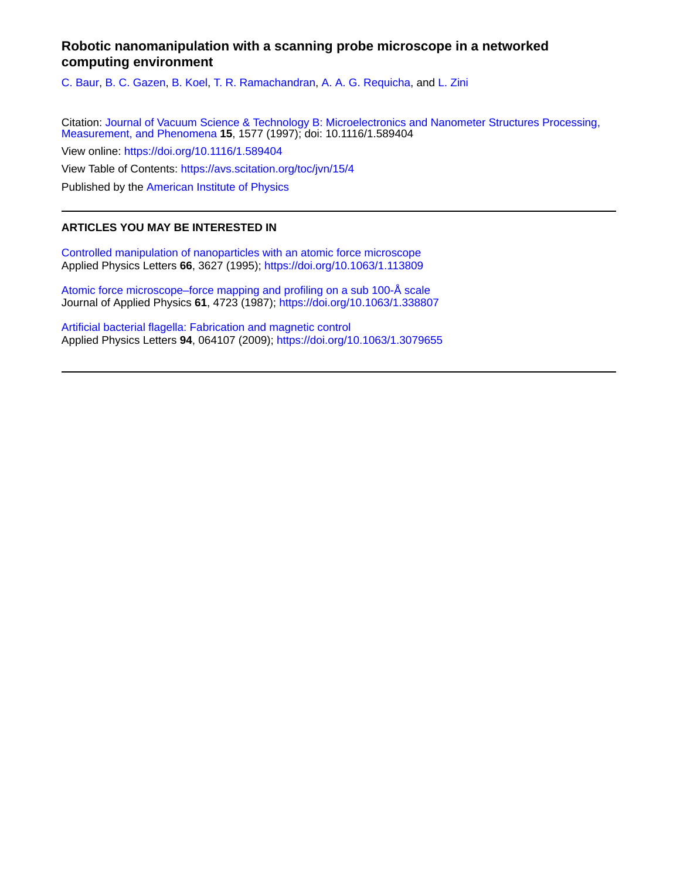# Robotic nanomanipulation with a scanning probe microscope in a networked computing environment

C. Baur, B. C. Gazen, B. Koel, T. R. Ramachandran, A. A. G. Requicha, and L. Zini

Citation: Journal of Vacuum Science & Technology B: Microelectronics and Nanometer Structures Processing, Measurement, and Phenomena **15**, 1577 (1997); doi: 10.1116/1.589404

View online: https://doi.org/10.1116/1.589404

View Table of Contents: https://avs.scitation.org/toc/jvn/15/4

Published by the American Institute of Physics

---

## ARTICLES YOU MAY BE INTERESTED IN

Controlled manipulation of nanoparticles with an atomic force microscope
Applied Physics Letters **66**, 3627 (1995); https://doi.org/10.1063/1.113809

Atomic force microscope–force mapping and profiling on a sub 100-Å scale
Journal of Applied Physics **61**, 4723 (1987); https://doi.org/10.1063/1.338807

Artificial bacterial flagella: Fabrication and magnetic control
Applied Physics Letters **94**, 064107 (2009); https://doi.org/10.1063/1.3079655

---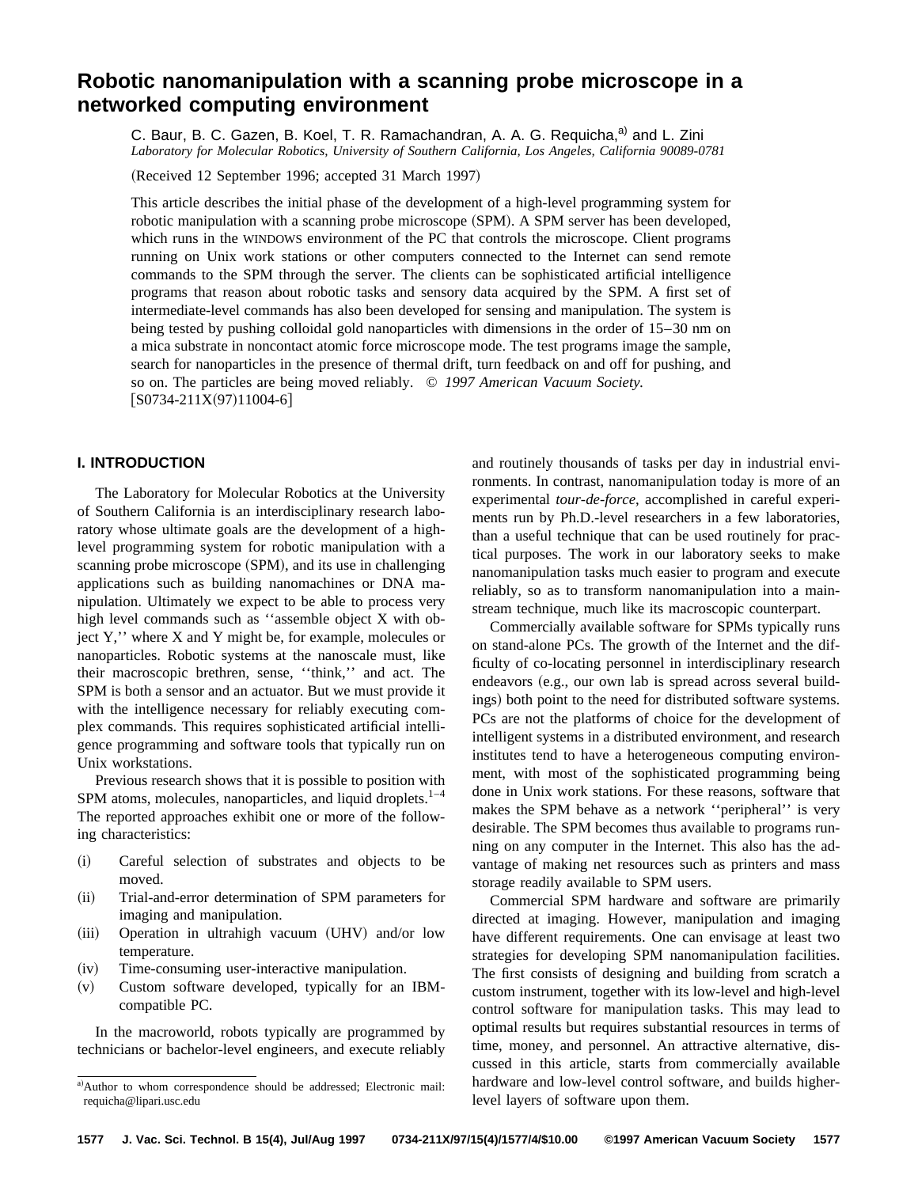# Robotic nanomanipulation with a scanning probe microscope in a networked computing environment

C. Baur, B. C. Gazen, B. Koel, T. R. Ramachandran, A. A. G. Requicha,[a] and L. Zini

*Laboratory for Molecular Robotics, University of Southern California, Los Angeles, California 90089-0781*

(Received 12 September 1996; accepted 31 March 1997)

This article describes the initial phase of the development of a high-level programming system for robotic manipulation with a scanning probe microscope (SPM). A SPM server has been developed, which runs in the WINDOWS environment of the PC that controls the microscope. Client programs running on Unix work stations or other computers connected to the Internet can send remote commands to the SPM through the server. The clients can be sophisticated artificial intelligence programs that reason about robotic tasks and sensory data acquired by the SPM. A first set of intermediate-level commands has also been developed for sensing and manipulation. The system is being tested by pushing colloidal gold nanoparticles with dimensions in the order of 15–30 nm on a mica substrate in noncontact atomic force microscope mode. The test programs image the sample, search for nanoparticles in the presence of thermal drift, turn feedback on and off for pushing, and so on. The particles are being moved reliably. © *1997 American Vacuum Society.* [S0734-211X(97)11004-6]

## I. INTRODUCTION

The Laboratory for Molecular Robotics at the University of Southern California is an interdisciplinary research laboratory whose ultimate goals are the development of a high-level programming system for robotic manipulation with a scanning probe microscope (SPM), and its use in challenging applications such as building nanomachines or DNA manipulation. Ultimately we expect to be able to process very high level commands such as ''assemble object X with object Y,'' where X and Y might be, for example, molecules or nanoparticles. Robotic systems at the nanoscale must, like their macroscopic brethren, sense, ''think,'' and act. The SPM is both a sensor and an actuator. But we must provide it with the intelligence necessary for reliably executing complex commands. This requires sophisticated artificial intelligence programming and software tools that typically run on Unix workstations.

Previous research shows that it is possible to position with SPM atoms, molecules, nanoparticles, and liquid droplets.[1–4] The reported approaches exhibit one or more of the following characteristics:

- (i) Careful selection of substrates and objects to be moved.
- (ii) Trial-and-error determination of SPM parameters for imaging and manipulation.
- (iii) Operation in ultrahigh vacuum (UHV) and/or low temperature.
- (iv) Time-consuming user-interactive manipulation.
- (v) Custom software developed, typically for an IBM-compatible PC.

In the macroworld, robots typically are programmed by technicians or bachelor-level engineers, and execute reliably and routinely thousands of tasks per day in industrial environments. In contrast, nanomanipulation today is more of an experimental *tour-de-force*, accomplished in careful experiments run by Ph.D.-level researchers in a few laboratories, than a useful technique that can be used routinely for practical purposes. The work in our laboratory seeks to make nanomanipulation tasks much easier to program and execute reliably, so as to transform nanomanipulation into a mainstream technique, much like its macroscopic counterpart.

Commercially available software for SPMs typically runs on stand-alone PCs. The growth of the Internet and the difficulty of co-locating personnel in interdisciplinary research endeavors (e.g., our own lab is spread across several buildings) both point to the need for distributed software systems. PCs are not the platforms of choice for the development of intelligent systems in a distributed environment, and research institutes tend to have a heterogeneous computing environment, with most of the sophisticated programming being done in Unix work stations. For these reasons, software that makes the SPM behave as a network ''peripheral'' is very desirable. The SPM becomes thus available to programs running on any computer in the Internet. This also has the advantage of making net resources such as printers and mass storage readily available to SPM users.

Commercial SPM hardware and software are primarily directed at imaging. However, manipulation and imaging have different requirements. One can envisage at least two strategies for developing SPM nanomanipulation facilities. The first consists of designing and building from scratch a custom instrument, together with its low-level and high-level control software for manipulation tasks. This may lead to optimal results but requires substantial resources in terms of time, money, and personnel. An attractive alternative, discussed in this article, starts from commercially available hardware and low-level control software, and builds higher-level layers of software upon them.

[a]Author to whom correspondence should be addressed; Electronic mail: requicha@lipari.usc.edu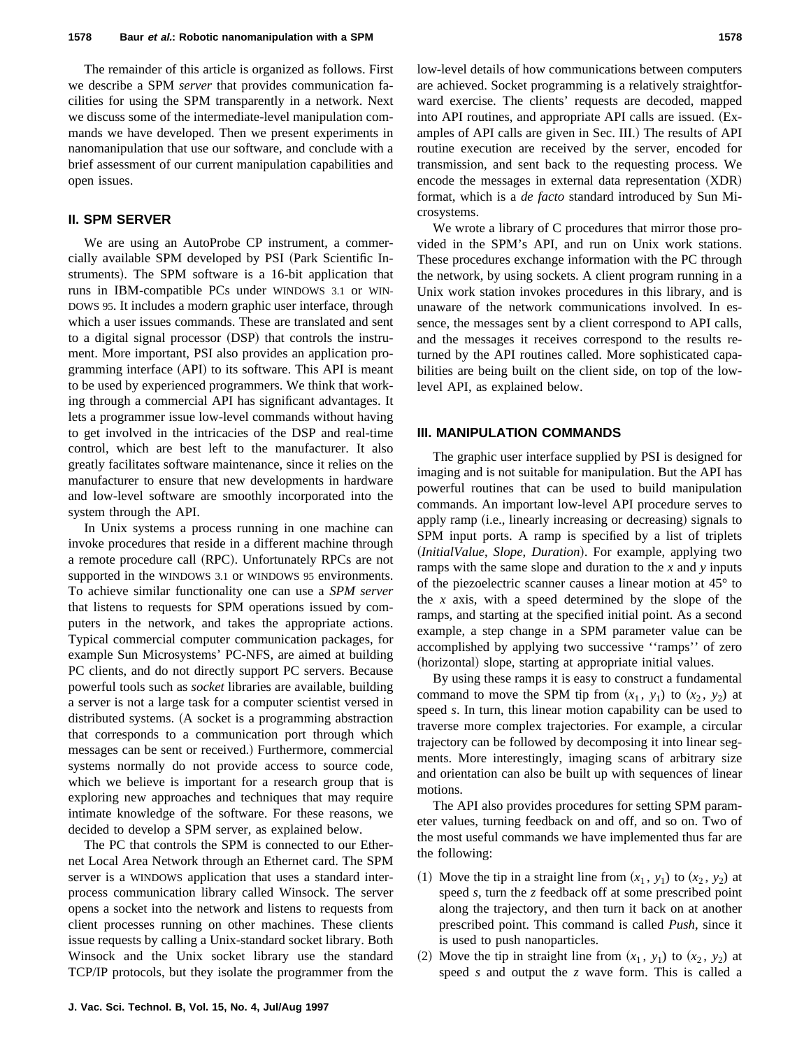The remainder of this article is organized as follows. First we describe a SPM *server* that provides communication facilities for using the SPM transparently in a network. Next we discuss some of the intermediate-level manipulation commands we have developed. Then we present experiments in nanomanipulation that use our software, and conclude with a brief assessment of our current manipulation capabilities and open issues.

## II. SPM SERVER

We are using an AutoProbe CP instrument, a commercially available SPM developed by PSI (Park Scientific Instruments). The SPM software is a 16-bit application that runs in IBM-compatible PCs under WINDOWS 3.1 or WINDOWS 95. It includes a modern graphic user interface, through which a user issues commands. These are translated and sent to a digital signal processor (DSP) that controls the instrument. More important, PSI also provides an application programming interface (API) to its software. This API is meant to be used by experienced programmers. We think that working through a commercial API has significant advantages. It lets a programmer issue low-level commands without having to get involved in the intricacies of the DSP and real-time control, which are best left to the manufacturer. It also greatly facilitates software maintenance, since it relies on the manufacturer to ensure that new developments in hardware and low-level software are smoothly incorporated into the system through the API.

In Unix systems a process running in one machine can invoke procedures that reside in a different machine through a remote procedure call (RPC). Unfortunately RPCs are not supported in the WINDOWS 3.1 or WINDOWS 95 environments. To achieve similar functionality one can use a *SPM server* that listens to requests for SPM operations issued by computers in the network, and takes the appropriate actions. Typical commercial computer communication packages, for example Sun Microsystems' PC-NFS, are aimed at building PC clients, and do not directly support PC servers. Because powerful tools such as *socket* libraries are available, building a server is not a large task for a computer scientist versed in distributed systems. (A socket is a programming abstraction that corresponds to a communication port through which messages can be sent or received.) Furthermore, commercial systems normally do not provide access to source code, which we believe is important for a research group that is exploring new approaches and techniques that may require intimate knowledge of the software. For these reasons, we decided to develop a SPM server, as explained below.

The PC that controls the SPM is connected to our Ethernet Local Area Network through an Ethernet card. The SPM server is a WINDOWS application that uses a standard interprocess communication library called Winsock. The server opens a socket into the network and listens to requests from client processes running on other machines. These clients issue requests by calling a Unix-standard socket library. Both Winsock and the Unix socket library use the standard TCP/IP protocols, but they isolate the programmer from the low-level details of how communications between computers are achieved. Socket programming is a relatively straightforward exercise. The clients' requests are decoded, mapped into API routines, and appropriate API calls are issued. (Examples of API calls are given in Sec. III.) The results of API routine execution are received by the server, encoded for transmission, and sent back to the requesting process. We encode the messages in external data representation (XDR) format, which is a *de facto* standard introduced by Sun Microsystems.

We wrote a library of C procedures that mirror those provided in the SPM's API, and run on Unix work stations. These procedures exchange information with the PC through the network, by using sockets. A client program running in a Unix work station invokes procedures in this library, and is unaware of the network communications involved. In essence, the messages sent by a client correspond to API calls, and the messages it receives correspond to the results returned by the API routines called. More sophisticated capabilities are being built on the client side, on top of the low-level API, as explained below.

## III. MANIPULATION COMMANDS

The graphic user interface supplied by PSI is designed for imaging and is not suitable for manipulation. But the API has powerful routines that can be used to build manipulation commands. An important low-level API procedure serves to apply ramp (i.e., linearly increasing or decreasing) signals to SPM input ports. A ramp is specified by a list of triplets (*InitialValue*, *Slope*, *Duration*). For example, applying two ramps with the same slope and duration to the $x$ and $y$ inputs of the piezoelectric scanner causes a linear motion at 45° to the $x$ axis, with a speed determined by the slope of the ramps, and starting at the specified initial point. As a second example, a step change in a SPM parameter value can be accomplished by applying two successive ''ramps'' of zero (horizontal) slope, starting at appropriate initial values.

By using these ramps it is easy to construct a fundamental command to move the SPM tip from $(x_1, y_1)$ to $(x_2, y_2)$ at speed $s$. In turn, this linear motion capability can be used to traverse more complex trajectories. For example, a circular trajectory can be followed by decomposing it into linear segments. More interestingly, imaging scans of arbitrary size and orientation can also be built up with sequences of linear motions.

The API also provides procedures for setting SPM parameter values, turning feedback on and off, and so on. Two of the most useful commands we have implemented thus far are the following:

(1) Move the tip in a straight line from $(x_1, y_1)$ to $(x_2, y_2)$ at speed $s$, turn the $z$ feedback off at some prescribed point along the trajectory, and then turn it back on at another prescribed point. This command is called *Push*, since it is used to push nanoparticles.

(2) Move the tip in straight line from $(x_1, y_1)$ to $(x_2, y_2)$ at speed $s$ and output the $z$ wave form. This is called a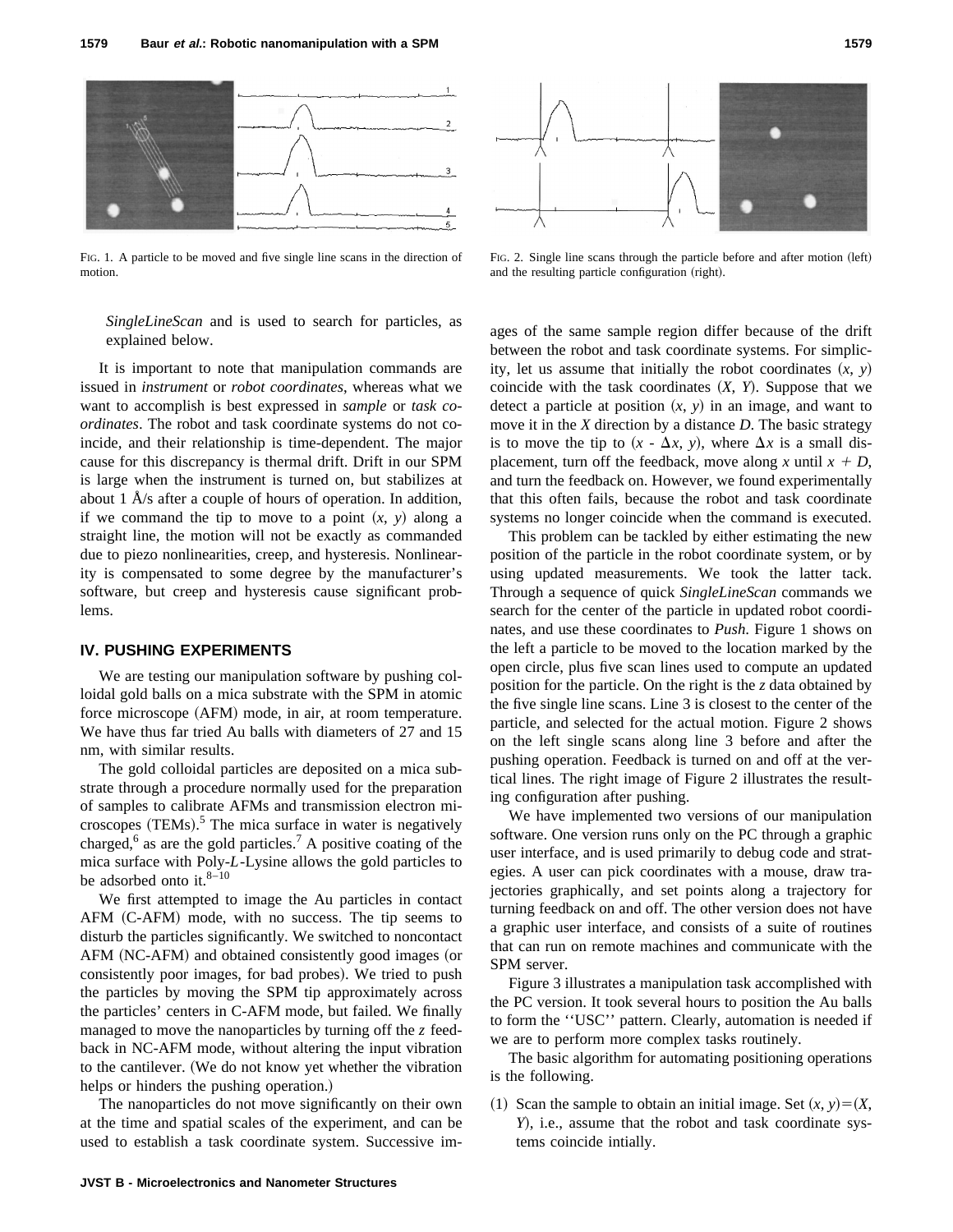FIG. 1. A particle to be moved and five single line scans in the direction of motion.

FIG. 2. Single line scans through the particle before and after motion (left) and the resulting particle configuration (right).

*SingleLineScan* and is used to search for particles, as explained below.

It is important to note that manipulation commands are issued in *instrument* or *robot coordinates*, whereas what we want to accomplish is best expressed in *sample* or *task coordinates*. The robot and task coordinate systems do not coincide, and their relationship is time-dependent. The major cause for this discrepancy is thermal drift. Drift in our SPM is large when the instrument is turned on, but stabilizes at about 1 Å/s after a couple of hours of operation. In addition, if we command the tip to move to a point $(x, y)$ along a straight line, the motion will not be exactly as commanded due to piezo nonlinearities, creep, and hysteresis. Nonlinearity is compensated to some degree by the manufacturer's software, but creep and hysteresis cause significant problems.

## IV. PUSHING EXPERIMENTS

We are testing our manipulation software by pushing colloidal gold balls on a mica substrate with the SPM in atomic force microscope (AFM) mode, in air, at room temperature. We have thus far tried Au balls with diameters of 27 and 15 nm, with similar results.

The gold colloidal particles are deposited on a mica substrate through a procedure normally used for the preparation of samples to calibrate AFMs and transmission electron microscopes (TEMs).[5] The mica surface in water is negatively charged,[6] as are the gold particles.[7] A positive coating of the mica surface with Poly-*L*-Lysine allows the gold particles to be adsorbed onto it.[8–10]

We first attempted to image the Au particles in contact AFM (C-AFM) mode, with no success. The tip seems to disturb the particles significantly. We switched to noncontact AFM (NC-AFM) and obtained consistently good images (or consistently poor images, for bad probes). We tried to push the particles by moving the SPM tip approximately across the particles' centers in C-AFM mode, but failed. We finally managed to move the nanoparticles by turning off the $z$ feedback in NC-AFM mode, without altering the input vibration to the cantilever. (We do not know yet whether the vibration helps or hinders the pushing operation.)

The nanoparticles do not move significantly on their own at the time and spatial scales of the experiment, and can be used to establish a task coordinate system. Successive images of the same sample region differ because of the drift between the robot and task coordinate systems. For simplicity, let us assume that initially the robot coordinates $(x, y)$ coincide with the task coordinates $(X, Y)$. Suppose that we detect a particle at position $(x, y)$ in an image, and want to move it in the $X$ direction by a distance $D$. The basic strategy is to move the tip to $(x - \Delta x, y)$, where $\Delta x$ is a small displacement, turn off the feedback, move along $x$ until $x + D$, and turn the feedback on. However, we found experimentally that this often fails, because the robot and task coordinate systems no longer coincide when the command is executed.

This problem can be tackled by either estimating the new position of the particle in the robot coordinate system, or by using updated measurements. We took the latter tack. Through a sequence of quick *SingleLineScan* commands we search for the center of the particle in updated robot coordinates, and use these coordinates to *Push*. Figure 1 shows on the left a particle to be moved to the location marked by the open circle, plus five scan lines used to compute an updated position for the particle. On the right is the $z$ data obtained by the five single line scans. Line 3 is closest to the center of the particle, and selected for the actual motion. Figure 2 shows on the left single scans along line 3 before and after the pushing operation. Feedback is turned on and off at the vertical lines. The right image of Figure 2 illustrates the resulting configuration after pushing.

We have implemented two versions of our manipulation software. One version runs only on the PC through a graphic user interface, and is used primarily to debug code and strategies. A user can pick coordinates with a mouse, draw trajectories graphically, and set points along a trajectory for turning feedback on and off. The other version does not have a graphic user interface, and consists of a suite of routines that can run on remote machines and communicate with the SPM server.

Figure 3 illustrates a manipulation task accomplished with the PC version. It took several hours to position the Au balls to form the ''USC'' pattern. Clearly, automation is needed if we are to perform more complex tasks routinely.

The basic algorithm for automating positioning operations is the following.

(1) Scan the sample to obtain an initial image. Set $(x, y)=(X, Y)$, i.e., assume that the robot and task coordinate systems coincide intially.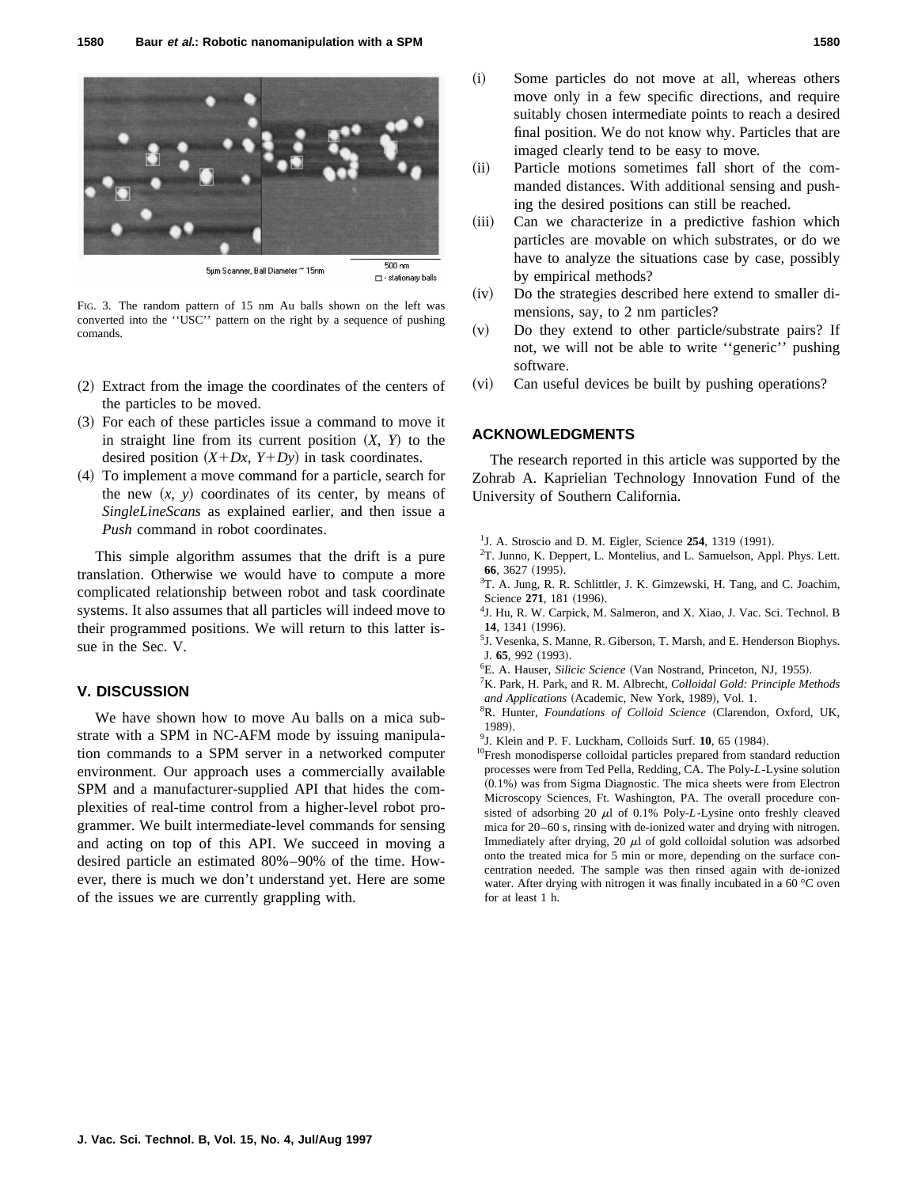5µm Scanner, Ball Diameter ~ 15nm

500 nm

□ - stationary balls

FIG. 3. The random pattern of 15 nm Au balls shown on the left was converted into the ''USC'' pattern on the right by a sequence of pushing comands.

(2) Extract from the image the coordinates of the centers of the particles to be moved.
(3) For each of these particles issue a command to move it in straight line from its current position $(X, Y)$ to the desired position $(X+Dx, Y+Dy)$ in task coordinates.
(4) To implement a move command for a particle, search for the new $(x, y)$ coordinates of its center, by means of *SingleLineScans* as explained earlier, and then issue a *Push* command in robot coordinates.

This simple algorithm assumes that the drift is a pure translation. Otherwise we would have to compute a more complicated relationship between robot and task coordinate systems. It also assumes that all particles will indeed move to their programmed positions. We will return to this latter issue in the Sec. V.

## V. DISCUSSION

We have shown how to move Au balls on a mica substrate with a SPM in NC-AFM mode by issuing manipulation commands to a SPM server in a networked computer environment. Our approach uses a commercially available SPM and a manufacturer-supplied API that hides the complexities of real-time control from a higher-level robot programmer. We built intermediate-level commands for sensing and acting on top of this API. We succeed in moving a desired particle an estimated 80%–90% of the time. However, there is much we don't understand yet. Here are some of the issues we are currently grappling with.

(i) Some particles do not move at all, whereas others move only in a few specific directions, and require suitably chosen intermediate points to reach a desired final position. We do not know why. Particles that are imaged clearly tend to be easy to move.
(ii) Particle motions sometimes fall short of the commanded distances. With additional sensing and pushing the desired positions can still be reached.
(iii) Can we characterize in a predictive fashion which particles are movable on which substrates, or do we have to analyze the situations case by case, possibly by empirical methods?
(iv) Do the strategies described here extend to smaller dimensions, say, to 2 nm particles?
(v) Do they extend to other particle/substrate pairs? If not, we will not be able to write ''generic'' pushing software.
(vi) Can useful devices be built by pushing operations?

## ACKNOWLEDGMENTS

The research reported in this article was supported by the Zohrab A. Kaprielian Technology Innovation Fund of the University of Southern California.

[1] J. A. Stroscio and D. M. Eigler, Science **254**, 1319 (1991).
[2] T. Junno, K. Deppert, L. Montelius, and L. Samuelson, Appl. Phys. Lett. **66**, 3627 (1995).
[3] T. A. Jung, R. R. Schlittler, J. K. Gimzewski, H. Tang, and C. Joachim, Science **271**, 181 (1996).
[4] J. Hu, R. W. Carpick, M. Salmeron, and X. Xiao, J. Vac. Sci. Technol. B **14**, 1341 (1996).
[5] J. Vesenka, S. Manne, R. Giberson, T. Marsh, and E. Henderson Biophys. J. **65**, 992 (1993).
[6] E. A. Hauser, *Silicic Science* (Van Nostrand, Princeton, NJ, 1955).
[7] K. Park, H. Park, and R. M. Albrecht, *Colloidal Gold: Principle Methods and Applications* (Academic, New York, 1989), Vol. 1.
[8] R. Hunter, *Foundations of Colloid Science* (Clarendon, Oxford, UK, 1989).
[9] J. Klein and P. F. Luckham, Colloids Surf. **10**, 65 (1984).
[10] Fresh monodisperse colloidal particles prepared from standard reduction processes were from Ted Pella, Redding, CA. The Poly-*L*-Lysine solution (0.1%) was from Sigma Diagnostic. The mica sheets were from Electron Microscopy Sciences, Ft. Washington, PA. The overall procedure consisted of adsorbing 20 µl of 0.1% Poly-*L*-Lysine onto freshly cleaved mica for 20–60 s, rinsing with de-ionized water and drying with nitrogen. Immediately after drying, 20 µl of gold colloidal solution was adsorbed onto the treated mica for 5 min or more, depending on the surface concentration needed. The sample was then rinsed again with de-ionized water. After drying with nitrogen it was finally incubated in a 60 °C oven for at least 1 h.